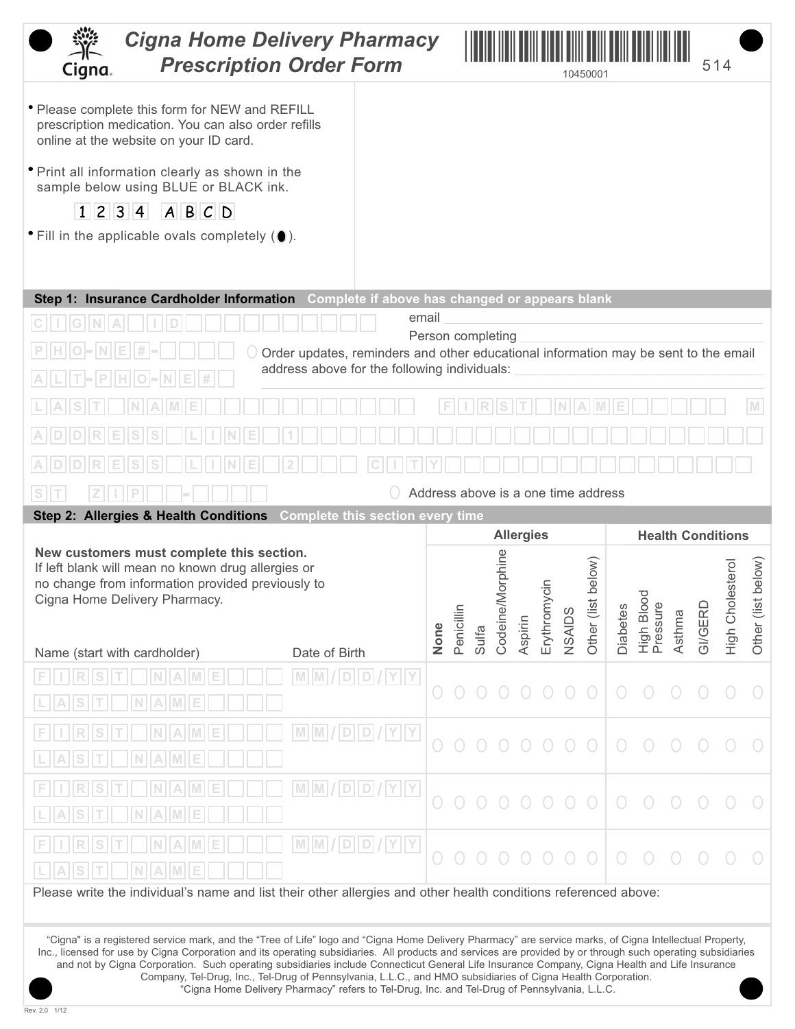# Cigna Home Delivery Pharmacy Prescription Order Form

10450001

514

- Please complete this form for NEW and REFILL prescription medication. You can also order refills online at the website on your ID card.
- Print all information clearly as shown in the sample below using BLUE or BLACK ink.

  1 2 3 4 A B C D

- Fill in the applicable ovals completely (●).

## Step 1: Insurance Cardholder Information — Complete if above has changed or appears blank

CIGNA ID

PHONE#

ALT-PHONE#

email ____________________

Person completing ____________________

○ Order updates, reminders and other educational information may be sent to the email address above for the following individuals: ____________________

LAST NAME | FIRST NAME | M

ADDRESS LINE 1

ADDRESS LINE 2 | CITY

ST | ZIP -

○ Address above is a one time address

## Step 2: Allergies & Health Conditions — Complete this section every time

**New customers must complete this section.**
If left blank will mean no known drug allergies or no change from information provided previously to Cigna Home Delivery Pharmacy.

| Name (start with cardholder) | Date of Birth | Allergies | | | | | | | | Health Conditions | | | | | |
|---|---|---|---|---|---|---|---|---|---|---|---|---|---|---|---|
| | | **None** | Penicillin | Sulfa | Codeine/Morphine | Aspirin | Erythromycin | NSAIDS | Other (list below) | Diabetes | High Blood Pressure | Asthma | GI/GERD | High Cholesterol | Other (list below) |
| FIRST NAME / LAST NAME | MM/DD/YY | ○ | ○ | ○ | ○ | ○ | ○ | ○ | ○ | ○ | ○ | ○ | ○ | ○ | ○ |
| FIRST NAME / LAST NAME | MM/DD/YY | ○ | ○ | ○ | ○ | ○ | ○ | ○ | ○ | ○ | ○ | ○ | ○ | ○ | ○ |
| FIRST NAME / LAST NAME | MM/DD/YY | ○ | ○ | ○ | ○ | ○ | ○ | ○ | ○ | ○ | ○ | ○ | ○ | ○ | ○ |
| FIRST NAME / LAST NAME | MM/DD/YY | ○ | ○ | ○ | ○ | ○ | ○ | ○ | ○ | ○ | ○ | ○ | ○ | ○ | ○ |

Please write the individual's name and list their other allergies and other health conditions referenced above:

"Cigna" is a registered service mark, and the "Tree of Life" logo and "Cigna Home Delivery Pharmacy" are service marks, of Cigna Intellectual Property, Inc., licensed for use by Cigna Corporation and its operating subsidiaries. All products and services are provided by or through such operating subsidiaries and not by Cigna Corporation. Such operating subsidiaries include Connecticut General Life Insurance Company, Cigna Health and Life Insurance Company, Tel-Drug, Inc., Tel-Drug of Pennsylvania, L.L.C., and HMO subsidiaries of Cigna Health Corporation.
"Cigna Home Delivery Pharmacy" refers to Tel-Drug, Inc. and Tel-Drug of Pennsylvania, L.L.C.

Rev. 2.0 1/12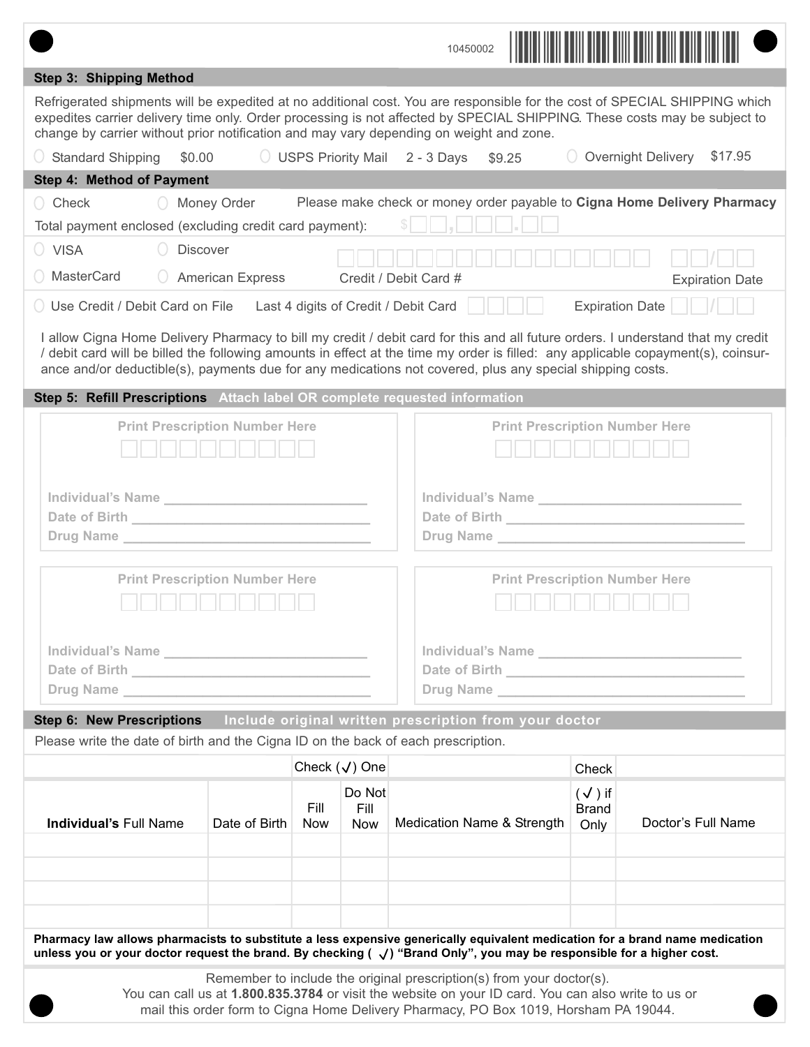10450002

## Step 3: Shipping Method

Refrigerated shipments will be expedited at no additional cost. You are responsible for the cost of SPECIAL SHIPPING which expedites carrier delivery time only. Order processing is not affected by SPECIAL SHIPPING. These costs may be subject to change by carrier without prior notification and may vary depending on weight and zone.

- Standard Shipping $0.00
- USPS Priority Mail 2 - 3 Days $9.25
- Overnight Delivery $17.95

## Step 4: Method of Payment

- Check
- Money Order

Please make check or money order payable to **Cigna Home Delivery Pharmacy**

Total payment enclosed (excluding credit card payment): $ __ , ___ . __

- VISA
- Discover
- MasterCard
- American Express

Credit / Debit Card # ________________ Expiration Date __ / __

- Use Credit / Debit Card on File

Last 4 digits of Credit / Debit Card ____ Expiration Date __ / __

I allow Cigna Home Delivery Pharmacy to bill my credit / debit card for this and all future orders. I understand that my credit / debit card will be billed the following amounts in effect at the time my order is filled: any applicable copayment(s), coinsurance and/or deductible(s), payments due for any medications not covered, plus any special shipping costs.

## Step 5: Refill Prescriptions Attach label OR complete requested information

Print Prescription Number Here

Individual's Name ______________________
Date of Birth ______________________
Drug Name ______________________

Print Prescription Number Here

Individual's Name ______________________
Date of Birth ______________________
Drug Name ______________________

Print Prescription Number Here

Individual's Name ______________________
Date of Birth ______________________
Drug Name ______________________

Print Prescription Number Here

Individual's Name ______________________
Date of Birth ______________________
Drug Name ______________________

## Step 6: New Prescriptions Include original written prescription from your doctor

Please write the date of birth and the Cigna ID on the back of each prescription.

| | | Check (✓) One | | | Check | |
|---|---|---|---|---|---|---|
| **Individual's** Full Name | Date of Birth | Fill Now | Do Not Fill Now | Medication Name & Strength | (✓) if Brand Only | Doctor's Full Name |
| | | | | | | |
| | | | | | | |
| | | | | | | |
| | | | | | | |

**Pharmacy law allows pharmacists to substitute a less expensive generically equivalent medication for a brand name medication unless you or your doctor request the brand. By checking (✓) "Brand Only", you may be responsible for a higher cost.**

Remember to include the original prescription(s) from your doctor(s).
You can call us at **1.800.835.3784** or visit the website on your ID card. You can also write to us or mail this order form to Cigna Home Delivery Pharmacy, PO Box 1019, Horsham PA 19044.